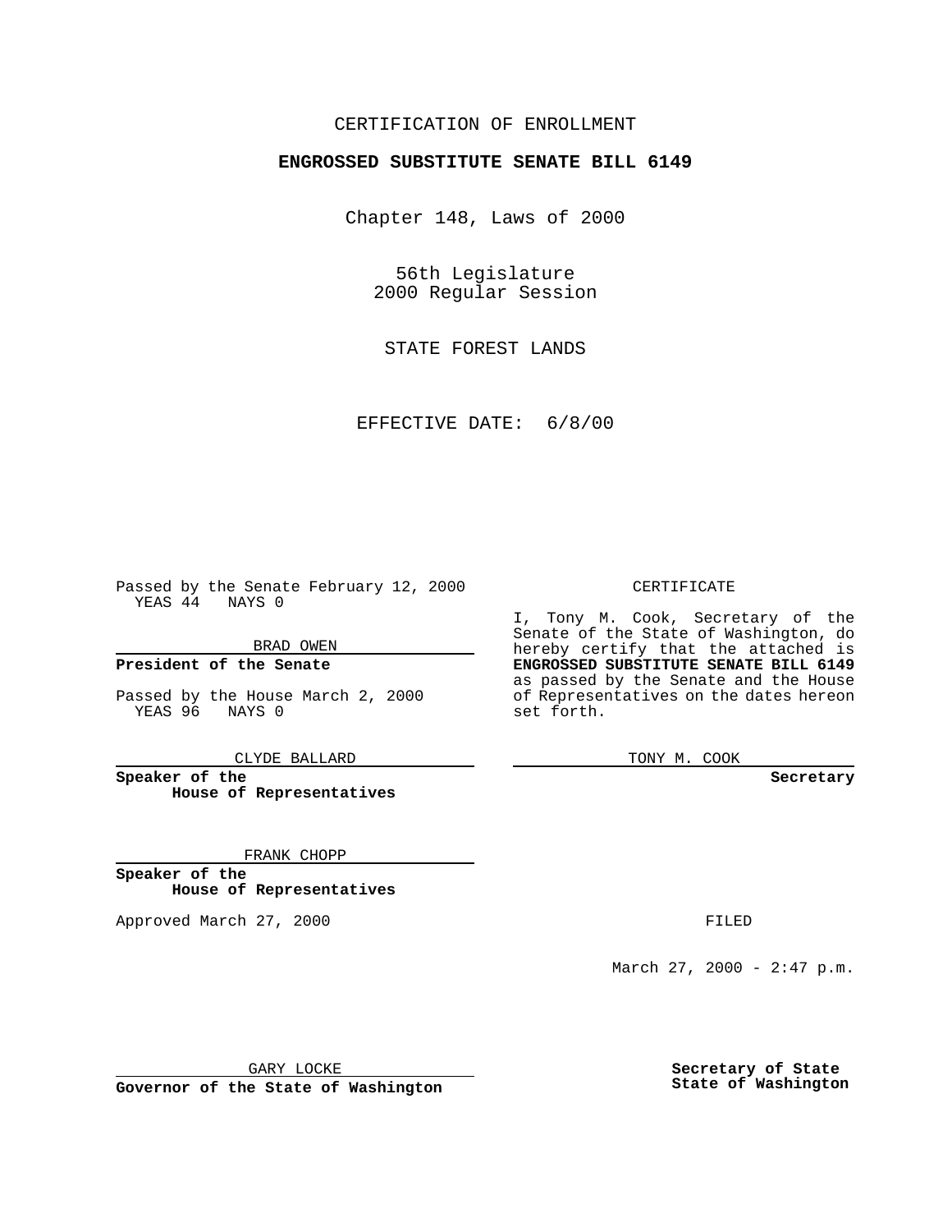CERTIFICATION OF ENROLLMENT

**ENGROSSED SUBSTITUTE SENATE BILL 6149**

Chapter 148, Laws of 2000

56th Legislature
2000 Regular Session

STATE FOREST LANDS

EFFECTIVE DATE: 6/8/00

Passed by the Senate February 12, 2000
YEAS 44 NAYS 0

BRAD OWEN

**President of the Senate**

Passed by the House March 2, 2000
YEAS 96 NAYS 0

CLYDE BALLARD

**Speaker of the House of Representatives**

FRANK CHOPP

**Speaker of the House of Representatives**

Approved March 27, 2000

GARY LOCKE

**Governor of the State of Washington**

CERTIFICATE

I, Tony M. Cook, Secretary of the Senate of the State of Washington, do hereby certify that the attached is **ENGROSSED SUBSTITUTE SENATE BILL 6149** as passed by the Senate and the House of Representatives on the dates hereon set forth.

TONY M. COOK

**Secretary**

FILED

March 27, 2000 - 2:47 p.m.

**Secretary of State**
**State of Washington**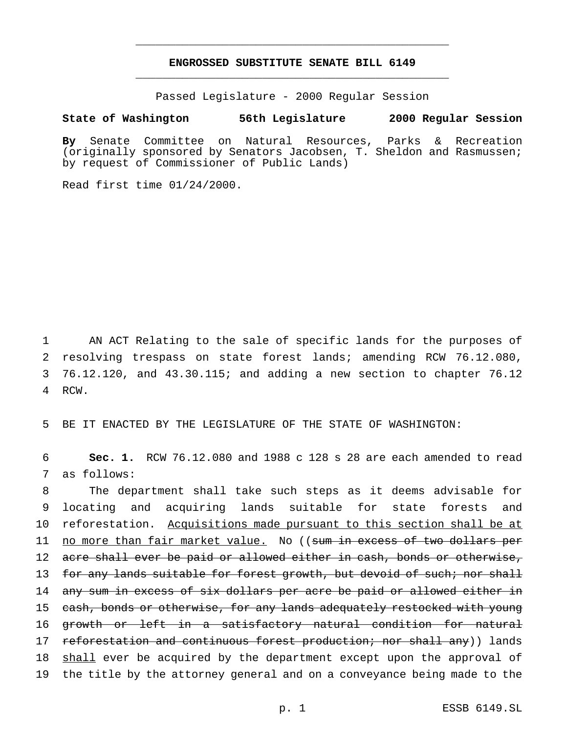# ENGROSSED SUBSTITUTE SENATE BILL 6149

Passed Legislature - 2000 Regular Session

**State of Washington 56th Legislature 2000 Regular Session**

**By** Senate Committee on Natural Resources, Parks & Recreation (originally sponsored by Senators Jacobsen, T. Sheldon and Rasmussen; by request of Commissioner of Public Lands)

Read first time 01/24/2000.

AN ACT Relating to the sale of specific lands for the purposes of resolving trespass on state forest lands; amending RCW 76.12.080, 76.12.120, and 43.30.115; and adding a new section to chapter 76.12 RCW.

BE IT ENACTED BY THE LEGISLATURE OF THE STATE OF WASHINGTON:

**Sec. 1.** RCW 76.12.080 and 1988 c 128 s 28 are each amended to read as follows:

The department shall take such steps as it deems advisable for locating and acquiring lands suitable for state forests and reforestation. Acquisitions made pursuant to this section shall be at no more than fair market value. No ((sum in excess of two dollars per acre shall ever be paid or allowed either in cash, bonds or otherwise, for any lands suitable for forest growth, but devoid of such; nor shall any sum in excess of six dollars per acre be paid or allowed either in cash, bonds or otherwise, for any lands adequately restocked with young growth or left in a satisfactory natural condition for natural reforestation and continuous forest production; nor shall any)) lands shall ever be acquired by the department except upon the approval of the title by the attorney general and on a conveyance being made to the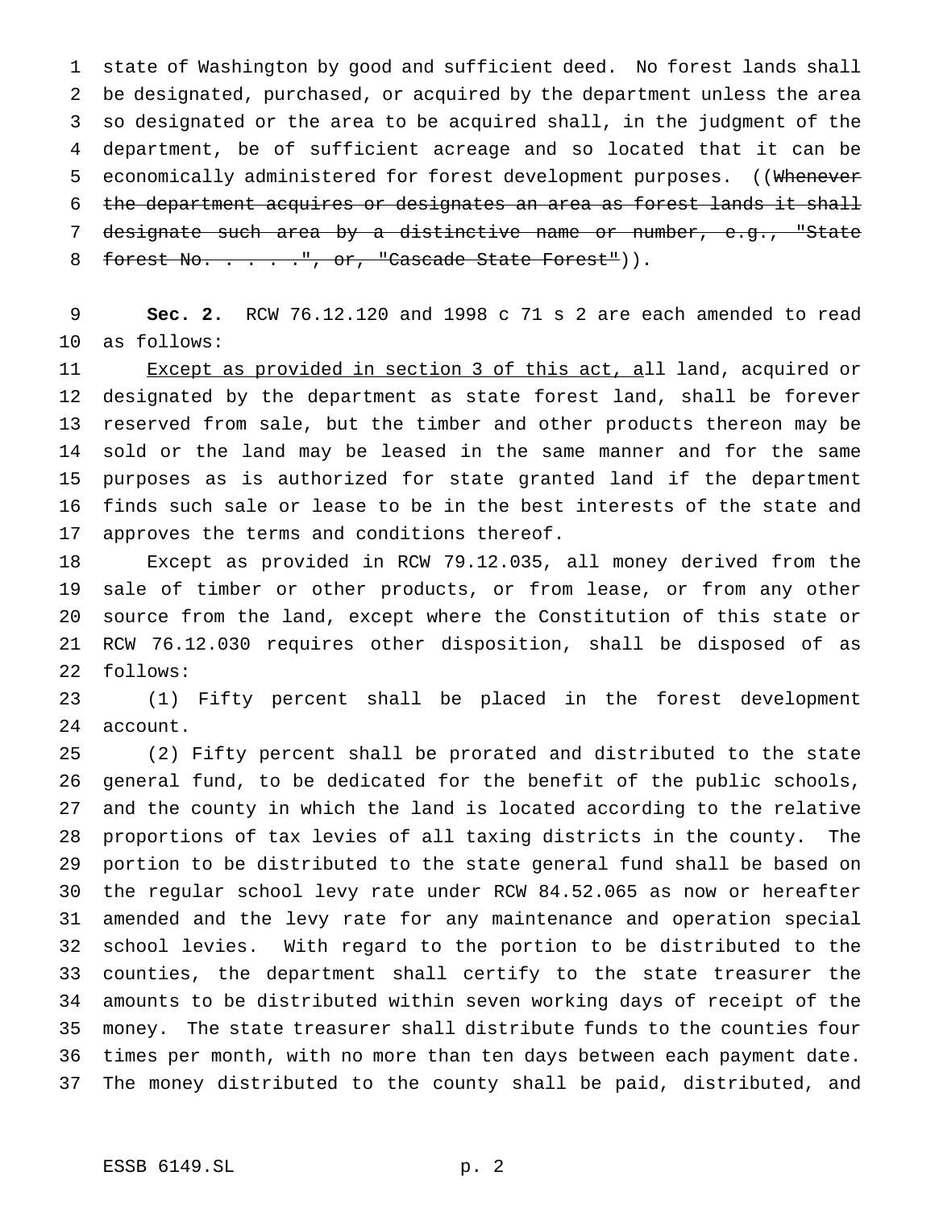state of Washington by good and sufficient deed. No forest lands shall be designated, purchased, or acquired by the department unless the area so designated or the area to be acquired shall, in the judgment of the department, be of sufficient acreage and so located that it can be economically administered for forest development purposes. ((~~Whenever the department acquires or designates an area as forest lands it shall designate such area by a distinctive name or number, e.g., "State forest No. . . . . ", or, "Cascade State Forest"~~)).

**Sec. 2.** RCW 76.12.120 and 1998 c 71 s 2 are each amended to read as follows:

<u>Except as provided in section 3 of this act, a</u>ll land, acquired or designated by the department as state forest land, shall be forever reserved from sale, but the timber and other products thereon may be sold or the land may be leased in the same manner and for the same purposes as is authorized for state granted land if the department finds such sale or lease to be in the best interests of the state and approves the terms and conditions thereof.

Except as provided in RCW 79.12.035, all money derived from the sale of timber or other products, or from lease, or from any other source from the land, except where the Constitution of this state or RCW 76.12.030 requires other disposition, shall be disposed of as follows:

(1) Fifty percent shall be placed in the forest development account.

(2) Fifty percent shall be prorated and distributed to the state general fund, to be dedicated for the benefit of the public schools, and the county in which the land is located according to the relative proportions of tax levies of all taxing districts in the county. The portion to be distributed to the state general fund shall be based on the regular school levy rate under RCW 84.52.065 as now or hereafter amended and the levy rate for any maintenance and operation special school levies. With regard to the portion to be distributed to the counties, the department shall certify to the state treasurer the amounts to be distributed within seven working days of receipt of the money. The state treasurer shall distribute funds to the counties four times per month, with no more than ten days between each payment date. The money distributed to the county shall be paid, distributed, and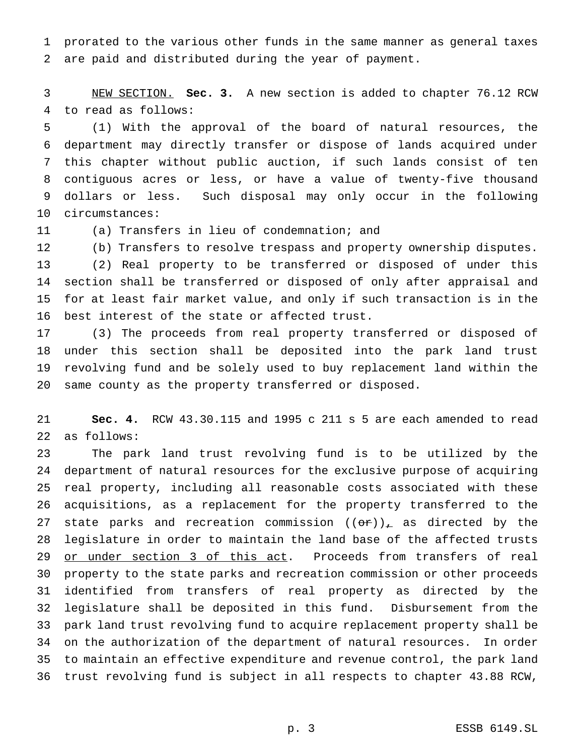prorated to the various other funds in the same manner as general taxes are paid and distributed during the year of payment.

NEW SECTION. **Sec. 3.** A new section is added to chapter 76.12 RCW to read as follows:

(1) With the approval of the board of natural resources, the department may directly transfer or dispose of lands acquired under this chapter without public auction, if such lands consist of ten contiguous acres or less, or have a value of twenty-five thousand dollars or less. Such disposal may only occur in the following circumstances:

(a) Transfers in lieu of condemnation; and

(b) Transfers to resolve trespass and property ownership disputes.

(2) Real property to be transferred or disposed of under this section shall be transferred or disposed of only after appraisal and for at least fair market value, and only if such transaction is in the best interest of the state or affected trust.

(3) The proceeds from real property transferred or disposed of under this section shall be deposited into the park land trust revolving fund and be solely used to buy replacement land within the same county as the property transferred or disposed.

**Sec. 4.** RCW 43.30.115 and 1995 c 211 s 5 are each amended to read as follows:

The park land trust revolving fund is to be utilized by the department of natural resources for the exclusive purpose of acquiring real property, including all reasonable costs associated with these acquisitions, as a replacement for the property transferred to the state parks and recreation commission ((~~or~~))_,_ as directed by the legislature in order to maintain the land base of the affected trusts or under section 3 of this act. Proceeds from transfers of real property to the state parks and recreation commission or other proceeds identified from transfers of real property as directed by the legislature shall be deposited in this fund. Disbursement from the park land trust revolving fund to acquire replacement property shall be on the authorization of the department of natural resources. In order to maintain an effective expenditure and revenue control, the park land trust revolving fund is subject in all respects to chapter 43.88 RCW,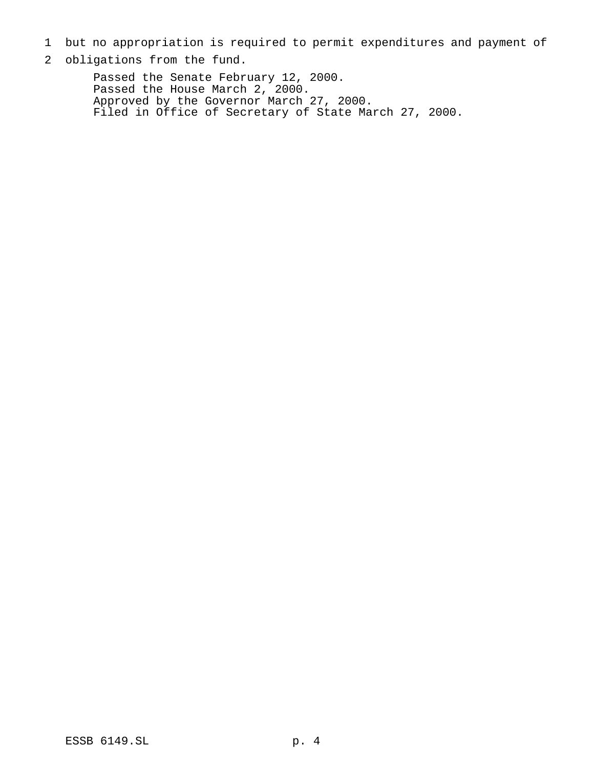but no appropriation is required to permit expenditures and payment of obligations from the fund.

Passed the Senate February 12, 2000.
Passed the House March 2, 2000.
Approved by the Governor March 27, 2000.
Filed in Office of Secretary of State March 27, 2000.